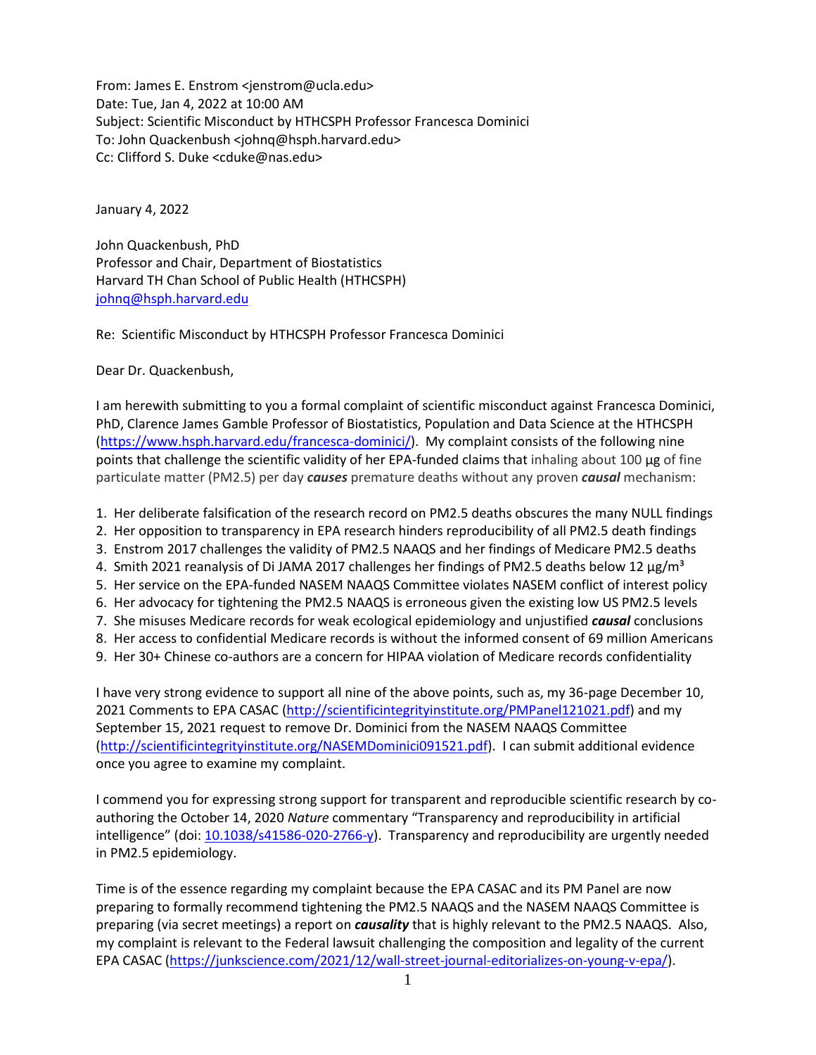From: James E. Enstrom <jenstrom@ucla.edu>
Date: Tue, Jan 4, 2022 at 10:00 AM
Subject: Scientific Misconduct by HTHCSPH Professor Francesca Dominici
To: John Quackenbush <johnq@hsph.harvard.edu>
Cc: Clifford S. Duke <cduke@nas.edu>

January 4, 2022

John Quackenbush, PhD
Professor and Chair, Department of Biostatistics
Harvard TH Chan School of Public Health (HTHCSPH)
johnq@hsph.harvard.edu

Re: Scientific Misconduct by HTHCSPH Professor Francesca Dominici

Dear Dr. Quackenbush,

I am herewith submitting to you a formal complaint of scientific misconduct against Francesca Dominici, PhD, Clarence James Gamble Professor of Biostatistics, Population and Data Science at the HTHCSPH (https://www.hsph.harvard.edu/francesca-dominici/). My complaint consists of the following nine points that challenge the scientific validity of her EPA-funded claims that inhaling about 100 µg of fine particulate matter (PM2.5) per day ***causes*** premature deaths without any proven ***causal*** mechanism:

1. Her deliberate falsification of the research record on PM2.5 deaths obscures the many NULL findings
2. Her opposition to transparency in EPA research hinders reproducibility of all PM2.5 death findings
3. Enstrom 2017 challenges the validity of PM2.5 NAAQS and her findings of Medicare PM2.5 deaths
4. Smith 2021 reanalysis of Di JAMA 2017 challenges her findings of PM2.5 deaths below 12 µg/m³
5. Her service on the EPA-funded NASEM NAAQS Committee violates NASEM conflict of interest policy
6. Her advocacy for tightening the PM2.5 NAAQS is erroneous given the existing low US PM2.5 levels
7. She misuses Medicare records for weak ecological epidemiology and unjustified ***causal*** conclusions
8. Her access to confidential Medicare records is without the informed consent of 69 million Americans
9. Her 30+ Chinese co-authors are a concern for HIPAA violation of Medicare records confidentiality

I have very strong evidence to support all nine of the above points, such as, my 36-page December 10, 2021 Comments to EPA CASAC (http://scientificintegrityinstitute.org/PMPanel121021.pdf) and my September 15, 2021 request to remove Dr. Dominici from the NASEM NAAQS Committee (http://scientificintegrityinstitute.org/NASEMDominici091521.pdf). I can submit additional evidence once you agree to examine my complaint.

I commend you for expressing strong support for transparent and reproducible scientific research by co-authoring the October 14, 2020 *Nature* commentary "Transparency and reproducibility in artificial intelligence" (doi: 10.1038/s41586-020-2766-y). Transparency and reproducibility are urgently needed in PM2.5 epidemiology.

Time is of the essence regarding my complaint because the EPA CASAC and its PM Panel are now preparing to formally recommend tightening the PM2.5 NAAQS and the NASEM NAAQS Committee is preparing (via secret meetings) a report on ***causality*** that is highly relevant to the PM2.5 NAAQS. Also, my complaint is relevant to the Federal lawsuit challenging the composition and legality of the current EPA CASAC (https://junkscience.com/2021/12/wall-street-journal-editorializes-on-young-v-epa/).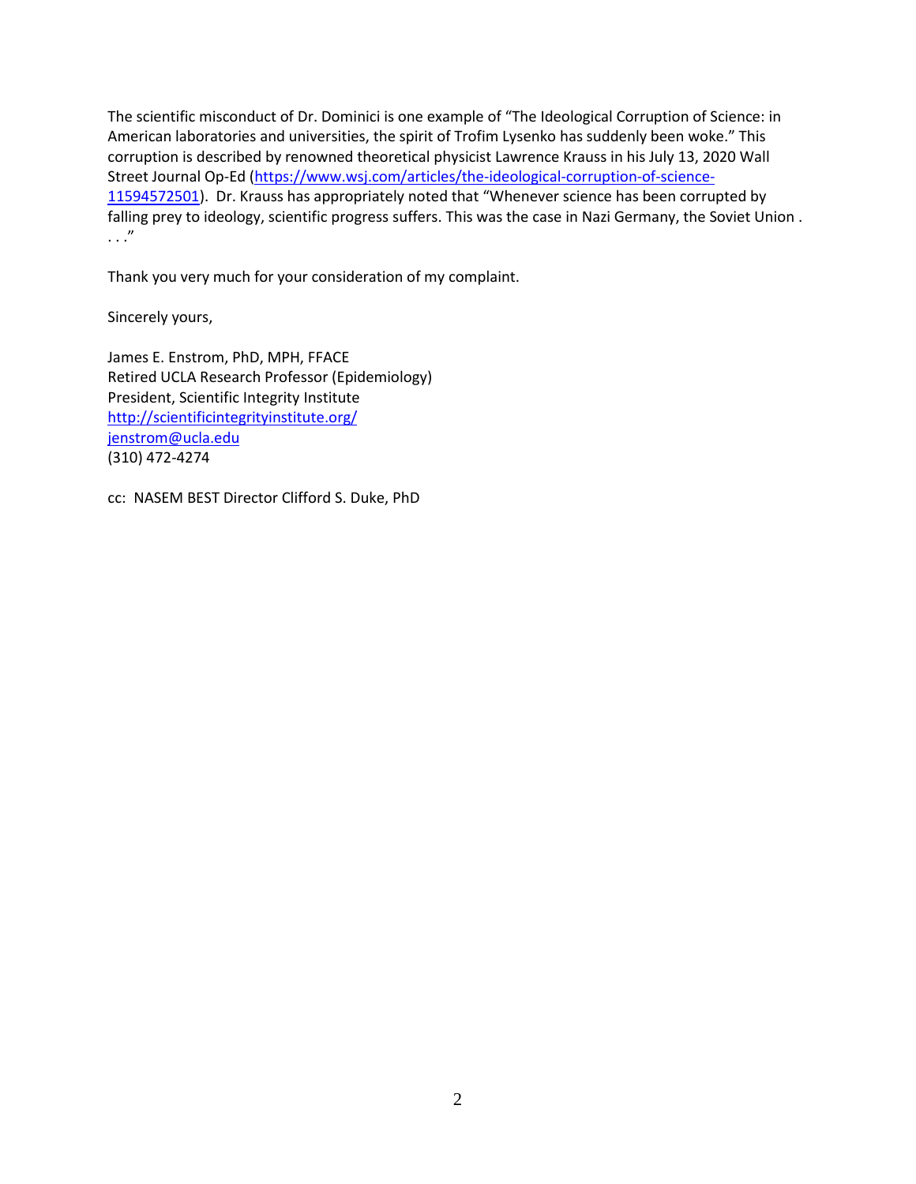The scientific misconduct of Dr. Dominici is one example of "The Ideological Corruption of Science: in American laboratories and universities, the spirit of Trofim Lysenko has suddenly been woke." This corruption is described by renowned theoretical physicist Lawrence Krauss in his July 13, 2020 Wall Street Journal Op-Ed (https://www.wsj.com/articles/the-ideological-corruption-of-science-11594572501). Dr. Krauss has appropriately noted that "Whenever science has been corrupted by falling prey to ideology, scientific progress suffers. This was the case in Nazi Germany, the Soviet Union . . . ."

Thank you very much for your consideration of my complaint.

Sincerely yours,

James E. Enstrom, PhD, MPH, FFACE
Retired UCLA Research Professor (Epidemiology)
President, Scientific Integrity Institute
http://scientificintegrityinstitute.org/
jenstrom@ucla.edu
(310) 472-4274

cc: NASEM BEST Director Clifford S. Duke, PhD